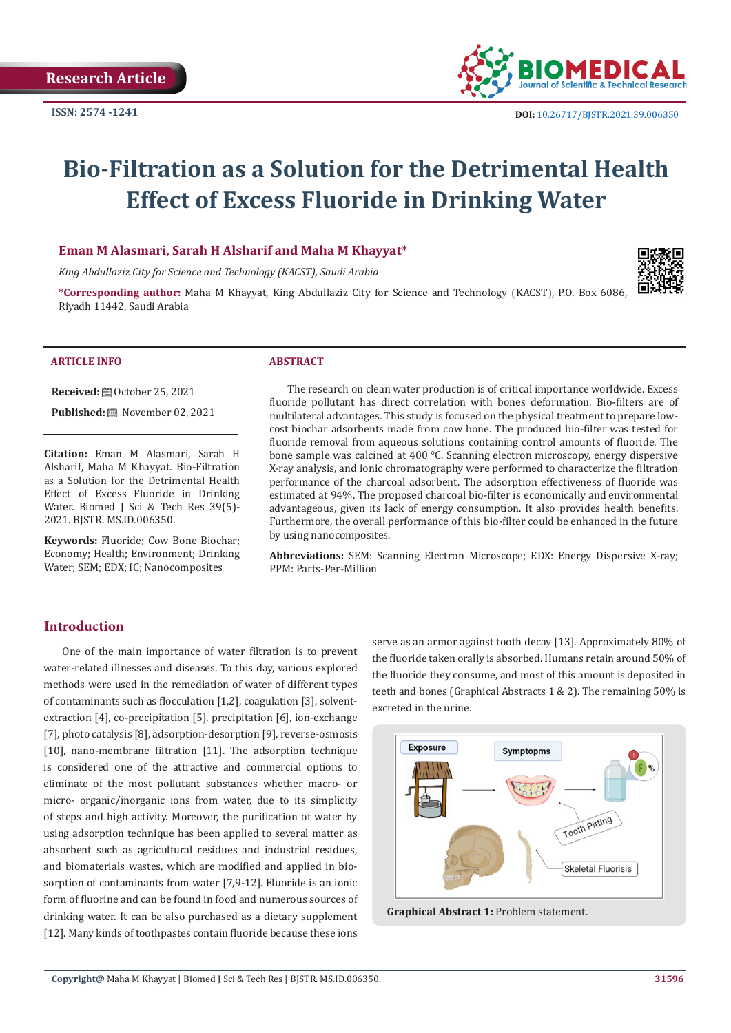Research Article

ISSN: 2574 -1241

DOI: 10.26717/BJSTR.2021.39.006350

# Bio-Filtration as a Solution for the Detrimental Health Effect of Excess Fluoride in Drinking Water

**Eman M Alasmari, Sarah H Alsharif and Maha M Khayyat***

*King Abdullaziz City for Science and Technology (KACST), Saudi Arabia*

***Corresponding author:** Maha M Khayyat, King Abdullaziz City for Science and Technology (KACST), P.O. Box 6086, Riyadh 11442, Saudi Arabia

## ARTICLE INFO

**Received:** October 25, 2021

**Published:** November 02, 2021

**Citation:** Eman M Alasmari, Sarah H Alsharif, Maha M Khayyat. Bio-Filtration as a Solution for the Detrimental Health Effect of Excess Fluoride in Drinking Water. Biomed J Sci & Tech Res 39(5)-2021. BJSTR. MS.ID.006350.

**Keywords:** Fluoride; Cow Bone Biochar; Economy; Health; Environment; Drinking Water; SEM; EDX; IC; Nanocomposites

## ABSTRACT

The research on clean water production is of critical importance worldwide. Excess fluoride pollutant has direct correlation with bones deformation. Bio-filters are of multilateral advantages. This study is focused on the physical treatment to prepare low-cost biochar adsorbents made from cow bone. The produced bio-filter was tested for fluoride removal from aqueous solutions containing control amounts of fluoride. The bone sample was calcined at 400 °C. Scanning electron microscopy, energy dispersive X-ray analysis, and ionic chromatography were performed to characterize the filtration performance of the charcoal adsorbent. The adsorption effectiveness of fluoride was estimated at 94%. The proposed charcoal bio-filter is economically and environmental advantageous, given its lack of energy consumption. It also provides health benefits. Furthermore, the overall performance of this bio-filter could be enhanced in the future by using nanocomposites.

**Abbreviations:** SEM: Scanning Electron Microscope; EDX: Energy Dispersive X-ray; PPM: Parts-Per-Million

## Introduction

One of the main importance of water filtration is to prevent water-related illnesses and diseases. To this day, various explored methods were used in the remediation of water of different types of contaminants such as flocculation [1,2], coagulation [3], solvent-extraction [4], co-precipitation [5], precipitation [6], ion-exchange [7], photo catalysis [8], adsorption-desorption [9], reverse-osmosis [10], nano-membrane filtration [11]. The adsorption technique is considered one of the attractive and commercial options to eliminate of the most pollutant substances whether macro- or micro- organic/inorganic ions from water, due to its simplicity of steps and high activity. Moreover, the purification of water by using adsorption technique has been applied to several matter as absorbent such as agricultural residues and industrial residues, and biomaterials wastes, which are modified and applied in bio-sorption of contaminants from water [7,9-12]. Fluoride is an ionic form of fluorine and can be found in food and numerous sources of drinking water. It can be also purchased as a dietary supplement [12]. Many kinds of toothpastes contain fluoride because these ions serve as an armor against tooth decay [13]. Approximately 80% of the fluoride taken orally is absorbed. Humans retain around 50% of the fluoride they consume, and most of this amount is deposited in teeth and bones (Graphical Abstracts 1 & 2). The remaining 50% is excreted in the urine.

**Graphical Abstract 1:** Problem statement.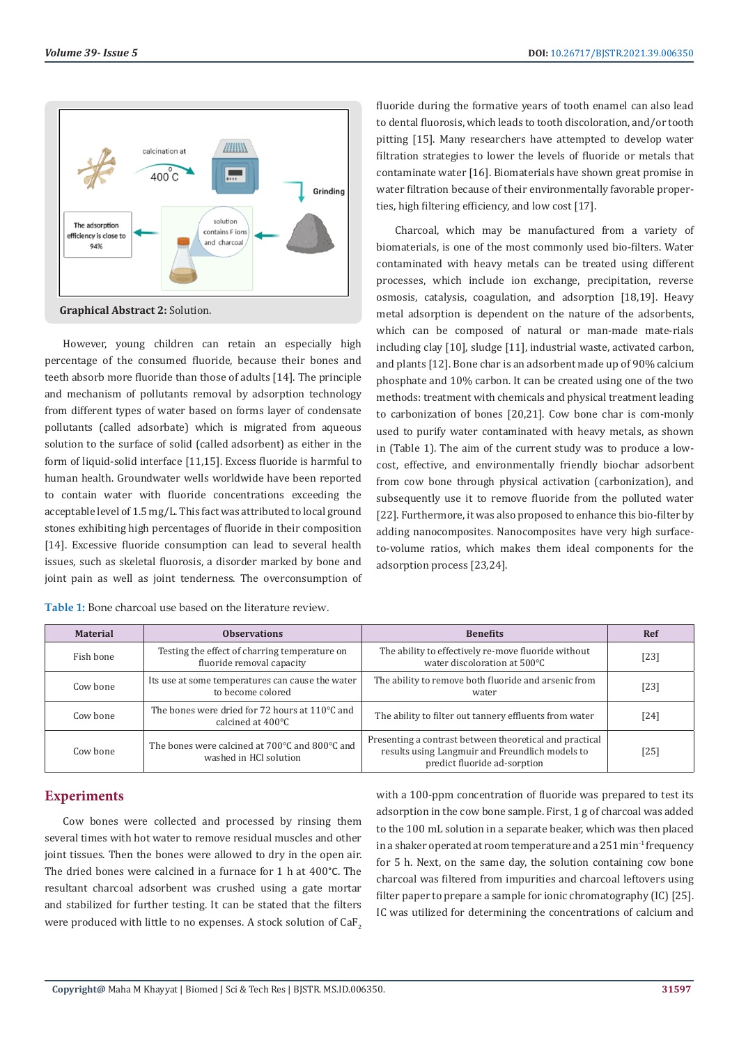**Graphical Abstract 2:** Solution.

However, young children can retain an especially high percentage of the consumed fluoride, because their bones and teeth absorb more fluoride than those of adults [14]. The principle and mechanism of pollutants removal by adsorption technology from different types of water based on forms layer of condensate pollutants (called adsorbate) which is migrated from aqueous solution to the surface of solid (called adsorbent) as either in the form of liquid-solid interface [11,15]. Excess fluoride is harmful to human health. Groundwater wells worldwide have been reported to contain water with fluoride concentrations exceeding the acceptable level of 1.5 mg/L. This fact was attributed to local ground stones exhibiting high percentages of fluoride in their composition [14]. Excessive fluoride consumption can lead to several health issues, such as skeletal fluorosis, a disorder marked by bone and joint pain as well as joint tenderness. The overconsumption of fluoride during the formative years of tooth enamel can also lead to dental fluorosis, which leads to tooth discoloration, and/or tooth pitting [15]. Many researchers have attempted to develop water filtration strategies to lower the levels of fluoride or metals that contaminate water [16]. Biomaterials have shown great promise in water filtration because of their environmentally favorable properties, high filtering efficiency, and low cost [17].

Charcoal, which may be manufactured from a variety of biomaterials, is one of the most commonly used bio-filters. Water contaminated with heavy metals can be treated using different processes, which include ion exchange, precipitation, reverse osmosis, catalysis, coagulation, and adsorption [18,19]. Heavy metal adsorption is dependent on the nature of the adsorbents, which can be composed of natural or man-made mate-rials including clay [10], sludge [11], industrial waste, activated carbon, and plants [12]. Bone char is an adsorbent made up of 90% calcium phosphate and 10% carbon. It can be created using one of the two methods: treatment with chemicals and physical treatment leading to carbonization of bones [20,21]. Cow bone char is com-monly used to purify water contaminated with heavy metals, as shown in (Table 1). The aim of the current study was to produce a low-cost, effective, and environmentally friendly biochar adsorbent from cow bone through physical activation (carbonization), and subsequently use it to remove fluoride from the polluted water [22]. Furthermore, it was also proposed to enhance this bio-filter by adding nanocomposites. Nanocomposites have very high surface-to-volume ratios, which makes them ideal components for the adsorption process [23,24].

**Table 1:** Bone charcoal use based on the literature review.

| Material | Observations | Benefits | Ref |
|---|---|---|---|
| Fish bone | Testing the effect of charring temperature on fluoride removal capacity | The ability to effectively re-move fluoride without water discoloration at 500°C | [23] |
| Cow bone | Its use at some temperatures can cause the water to become colored | The ability to remove both fluoride and arsenic from water | [23] |
| Cow bone | The bones were dried for 72 hours at 110°C and calcined at 400°C | The ability to filter out tannery effluents from water | [24] |
| Cow bone | The bones were calcined at 700°C and 800°C and washed in HCl solution | Presenting a contrast between theoretical and practical results using Langmuir and Freundlich models to predict fluoride ad-sorption | [25] |

## Experiments

Cow bones were collected and processed by rinsing them several times with hot water to remove residual muscles and other joint tissues. Then the bones were allowed to dry in the open air. The dried bones were calcined in a furnace for 1 h at 400°C. The resultant charcoal adsorbent was crushed using a gate mortar and stabilized for further testing. It can be stated that the filters were produced with little to no expenses. A stock solution of $CaF_2$ with a 100-ppm concentration of fluoride was prepared to test its adsorption in the cow bone sample. First, 1 g of charcoal was added to the 100 mL solution in a separate beaker, which was then placed in a shaker operated at room temperature and a 251 $min^{-1}$ frequency for 5 h. Next, on the same day, the solution containing cow bone charcoal was filtered from impurities and charcoal leftovers using filter paper to prepare a sample for ionic chromatography (IC) [25]. IC was utilized for determining the concentrations of calcium and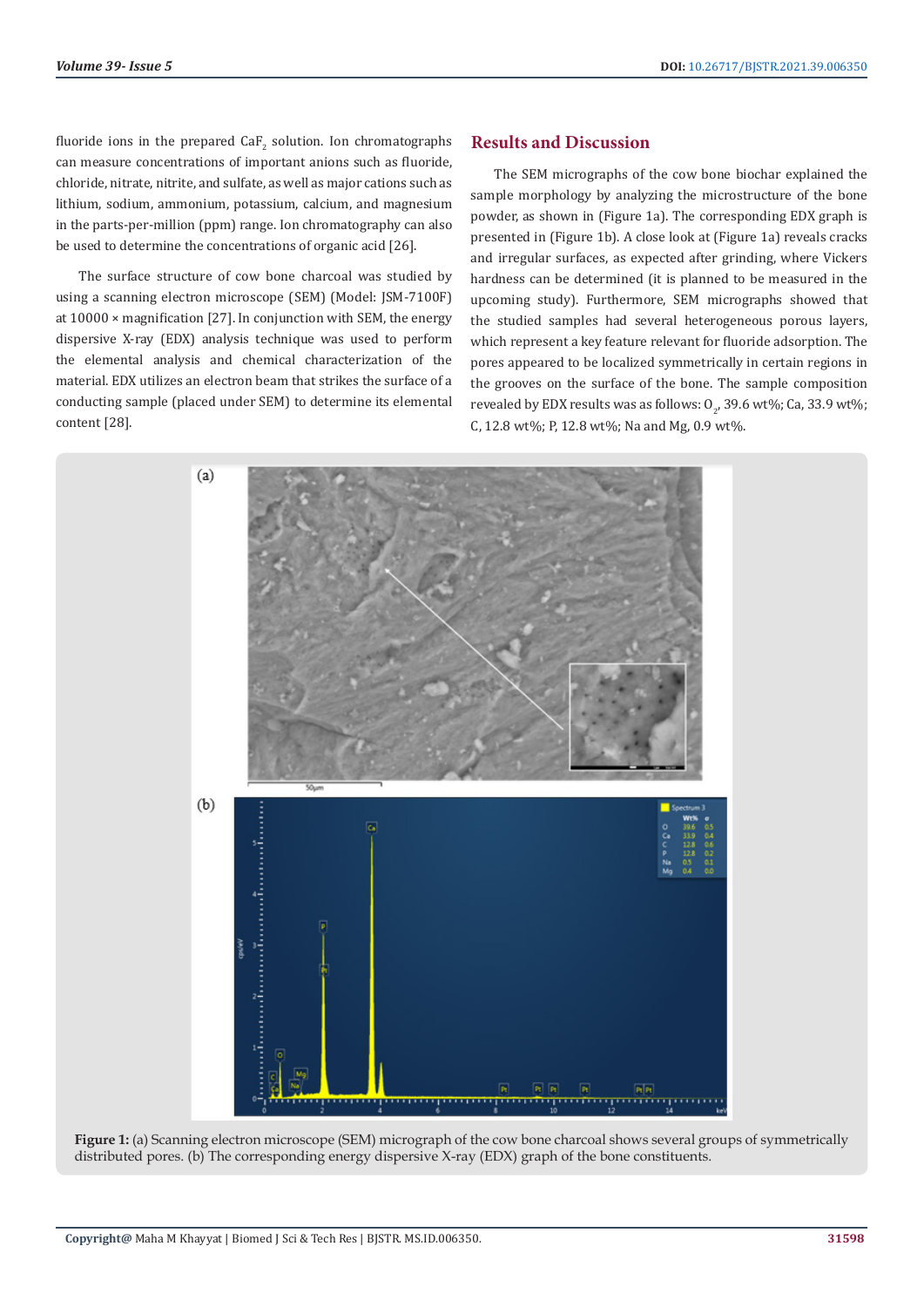fluoride ions in the prepared $CaF_2$ solution. Ion chromatographs can measure concentrations of important anions such as fluoride, chloride, nitrate, nitrite, and sulfate, as well as major cations such as lithium, sodium, ammonium, potassium, calcium, and magnesium in the parts-per-million (ppm) range. Ion chromatography can also be used to determine the concentrations of organic acid [26].

The surface structure of cow bone charcoal was studied by using a scanning electron microscope (SEM) (Model: JSM-7100F) at 10000 × magnification [27]. In conjunction with SEM, the energy dispersive X-ray (EDX) analysis technique was used to perform the elemental analysis and chemical characterization of the material. EDX utilizes an electron beam that strikes the surface of a conducting sample (placed under SEM) to determine its elemental content [28].

## Results and Discussion

The SEM micrographs of the cow bone biochar explained the sample morphology by analyzing the microstructure of the bone powder, as shown in (Figure 1a). The corresponding EDX graph is presented in (Figure 1b). A close look at (Figure 1a) reveals cracks and irregular surfaces, as expected after grinding, where Vickers hardness can be determined (it is planned to be measured in the upcoming study). Furthermore, SEM micrographs showed that the studied samples had several heterogeneous porous layers, which represent a key feature relevant for fluoride adsorption. The pores appeared to be localized symmetrically in certain regions in the grooves on the surface of the bone. The sample composition revealed by EDX results was as follows: $O_2$, 39.6 wt%; Ca, 33.9 wt%; C, 12.8 wt%; P, 12.8 wt%; Na and Mg, 0.9 wt%.

**Figure 1:** (a) Scanning electron microscope (SEM) micrograph of the cow bone charcoal shows several groups of symmetrically distributed pores. (b) The corresponding energy dispersive X-ray (EDX) graph of the bone constituents.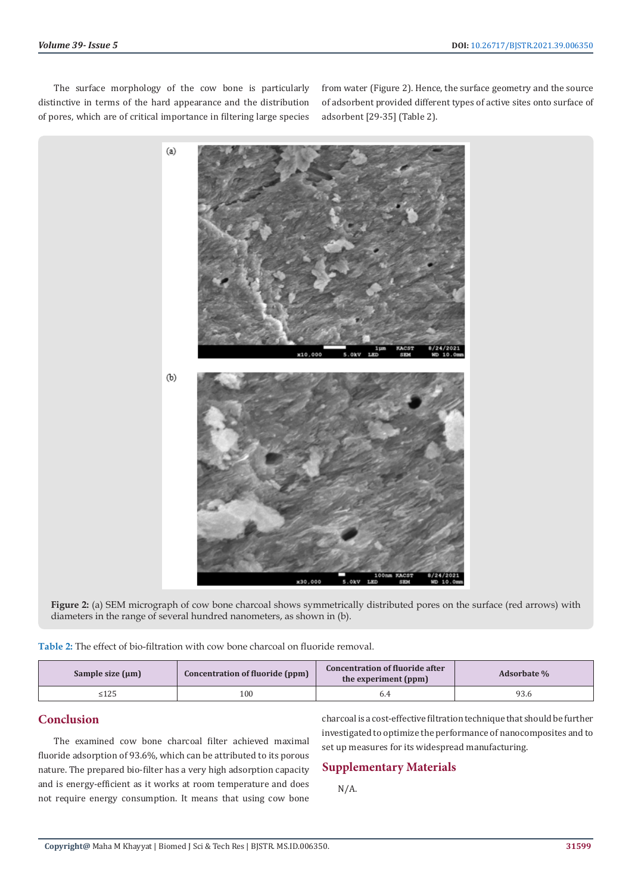The surface morphology of the cow bone is particularly distinctive in terms of the hard appearance and the distribution of pores, which are of critical importance in filtering large species from water (Figure 2). Hence, the surface geometry and the source of adsorbent provided different types of active sites onto surface of adsorbent [29-35] (Table 2).

**Figure 2:** (a) SEM micrograph of cow bone charcoal shows symmetrically distributed pores on the surface (red arrows) with diameters in the range of several hundred nanometers, as shown in (b).

**Table 2:** The effect of bio-filtration with cow bone charcoal on fluoride removal.

| Sample size (µm) | Concentration of fluoride (ppm) | Concentration of fluoride after the experiment (ppm) | Adsorbate % |
|---|---|---|---|
| ≤125 | 100 | 6.4 | 93.6 |

## Conclusion

The examined cow bone charcoal filter achieved maximal fluoride adsorption of 93.6%, which can be attributed to its porous nature. The prepared bio-filter has a very high adsorption capacity and is energy-efficient as it works at room temperature and does not require energy consumption. It means that using cow bone charcoal is a cost-effective filtration technique that should be further investigated to optimize the performance of nanocomposites and to set up measures for its widespread manufacturing.

## Supplementary Materials

N/A.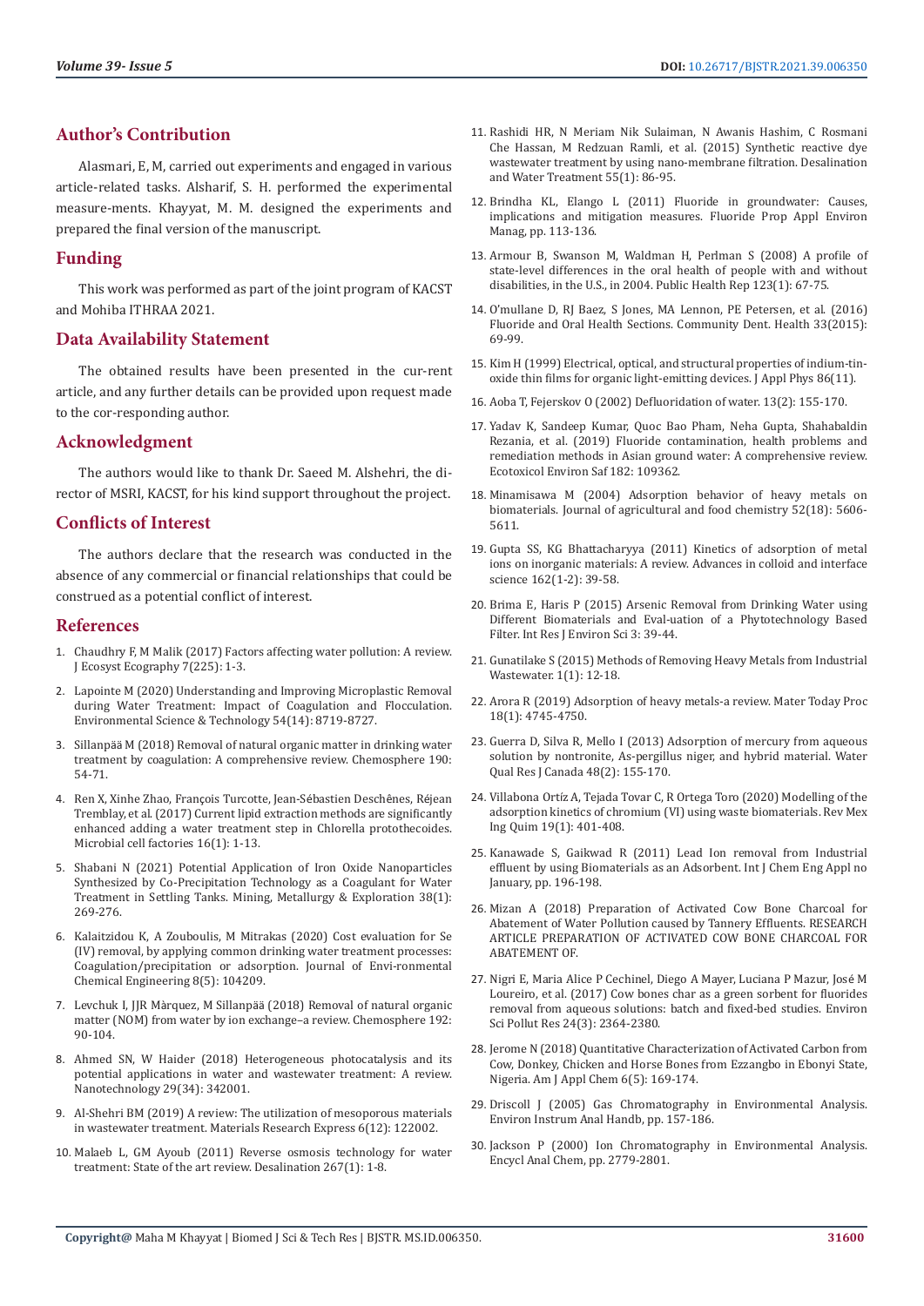## Author's Contribution

Alasmari, E, M, carried out experiments and engaged in various article-related tasks. Alsharif, S. H. performed the experimental measure-ments. Khayyat, M. M. designed the experiments and prepared the final version of the manuscript.

## Funding

This work was performed as part of the joint program of KACST and Mohiba ITHRAA 2021.

## Data Availability Statement

The obtained results have been presented in the cur-rent article, and any further details can be provided upon request made to the cor-responding author.

## Acknowledgment

The authors would like to thank Dr. Saeed M. Alshehri, the di-rector of MSRI, KACST, for his kind support throughout the project.

## Conflicts of Interest

The authors declare that the research was conducted in the absence of any commercial or financial relationships that could be construed as a potential conflict of interest.

## References

1. Chaudhry F, M Malik (2017) Factors affecting water pollution: A review. J Ecosyst Ecography 7(225): 1-3.
2. Lapointe M (2020) Understanding and Improving Microplastic Removal during Water Treatment: Impact of Coagulation and Flocculation. Environmental Science & Technology 54(14): 8719-8727.
3. Sillanpää M (2018) Removal of natural organic matter in drinking water treatment by coagulation: A comprehensive review. Chemosphere 190: 54-71.
4. Ren X, Xinhe Zhao, François Turcotte, Jean-Sébastien Deschênes, Réjean Tremblay, et al. (2017) Current lipid extraction methods are significantly enhanced adding a water treatment step in Chlorella protothecoides. Microbial cell factories 16(1): 1-13.
5. Shabani N (2021) Potential Application of Iron Oxide Nanoparticles Synthesized by Co-Precipitation Technology as a Coagulant for Water Treatment in Settling Tanks. Mining, Metallurgy & Exploration 38(1): 269-276.
6. Kalaitzidou K, A Zouboulis, M Mitrakas (2020) Cost evaluation for Se (IV) removal, by applying common drinking water treatment processes: Coagulation/precipitation or adsorption. Journal of Envi-ronmental Chemical Engineering 8(5): 104209.
7. Levchuk I, JJR Màrquez, M Sillanpää (2018) Removal of natural organic matter (NOM) from water by ion exchange–a review. Chemosphere 192: 90-104.
8. Ahmed SN, W Haider (2018) Heterogeneous photocatalysis and its potential applications in water and wastewater treatment: A review. Nanotechnology 29(34): 342001.
9. Al-Shehri BM (2019) A review: The utilization of mesoporous materials in wastewater treatment. Materials Research Express 6(12): 122002.
10. Malaeb L, GM Ayoub (2011) Reverse osmosis technology for water treatment: State of the art review. Desalination 267(1): 1-8.
11. Rashidi HR, N Meriam Nik Sulaiman, N Awanis Hashim, C Rosmani Che Hassan, M Redzuan Ramli, et al. (2015) Synthetic reactive dye wastewater treatment by using nano-membrane filtration. Desalination and Water Treatment 55(1): 86-95.
12. Brindha KL, Elango L (2011) Fluoride in groundwater: Causes, implications and mitigation measures. Fluoride Prop Appl Environ Manag, pp. 113-136.
13. Armour B, Swanson M, Waldman H, Perlman S (2008) A profile of state-level differences in the oral health of people with and without disabilities, in the U.S., in 2004. Public Health Rep 123(1): 67-75.
14. O'mullane D, RJ Baez, S Jones, MA Lennon, PE Petersen, et al. (2016) Fluoride and Oral Health Sections. Community Dent. Health 33(2015): 69-99.
15. Kim H (1999) Electrical, optical, and structural properties of indium-tin-oxide thin films for organic light-emitting devices. J Appl Phys 86(11).
16. Aoba T, Fejerskov O (2002) Defluoridation of water. 13(2): 155-170.
17. Yadav K, Sandeep Kumar, Quoc Bao Pham, Neha Gupta, Shahabaldin Rezania, et al. (2019) Fluoride contamination, health problems and remediation methods in Asian ground water: A comprehensive review. Ecotoxicol Environ Saf 182: 109362.
18. Minamisawa M (2004) Adsorption behavior of heavy metals on biomaterials. Journal of agricultural and food chemistry 52(18): 5606-5611.
19. Gupta SS, KG Bhattacharyya (2011) Kinetics of adsorption of metal ions on inorganic materials: A review. Advances in colloid and interface science 162(1-2): 39-58.
20. Brima E, Haris P (2015) Arsenic Removal from Drinking Water using Different Biomaterials and Eval-uation of a Phytotechnology Based Filter. Int Res J Environ Sci 3: 39-44.
21. Gunatilake S (2015) Methods of Removing Heavy Metals from Industrial Wastewater. 1(1): 12-18.
22. Arora R (2019) Adsorption of heavy metals-a review. Mater Today Proc 18(1): 4745-4750.
23. Guerra D, Silva R, Mello I (2013) Adsorption of mercury from aqueous solution by nontronite, As-pergillus niger, and hybrid material. Water Qual Res J Canada 48(2): 155-170.
24. Villabona Ortíz A, Tejada Tovar C, R Ortega Toro (2020) Modelling of the adsorption kinetics of chromium (VI) using waste biomaterials. Rev Mex Ing Quim 19(1): 401-408.
25. Kanawade S, Gaikwad R (2011) Lead Ion removal from Industrial effluent by using Biomaterials as an Adsorbent. Int J Chem Eng Appl no January, pp. 196-198.
26. Mizan A (2018) Preparation of Activated Cow Bone Charcoal for Abatement of Water Pollution caused by Tannery Effluents. RESEARCH ARTICLE PREPARATION OF ACTIVATED COW BONE CHARCOAL FOR ABATEMENT OF.
27. Nigri E, Maria Alice P Cechinel, Diego A Mayer, Luciana P Mazur, José M Loureiro, et al. (2017) Cow bones char as a green sorbent for fluorides removal from aqueous solutions: batch and fixed-bed studies. Environ Sci Pollut Res 24(3): 2364-2380.
28. Jerome N (2018) Quantitative Characterization of Activated Carbon from Cow, Donkey, Chicken and Horse Bones from Ezzangbo in Ebonyi State, Nigeria. Am J Appl Chem 6(5): 169-174.
29. Driscoll J (2005) Gas Chromatography in Environmental Analysis. Environ Instrum Anal Handb, pp. 157-186.
30. Jackson P (2000) Ion Chromatography in Environmental Analysis. Encycl Anal Chem, pp. 2779-2801.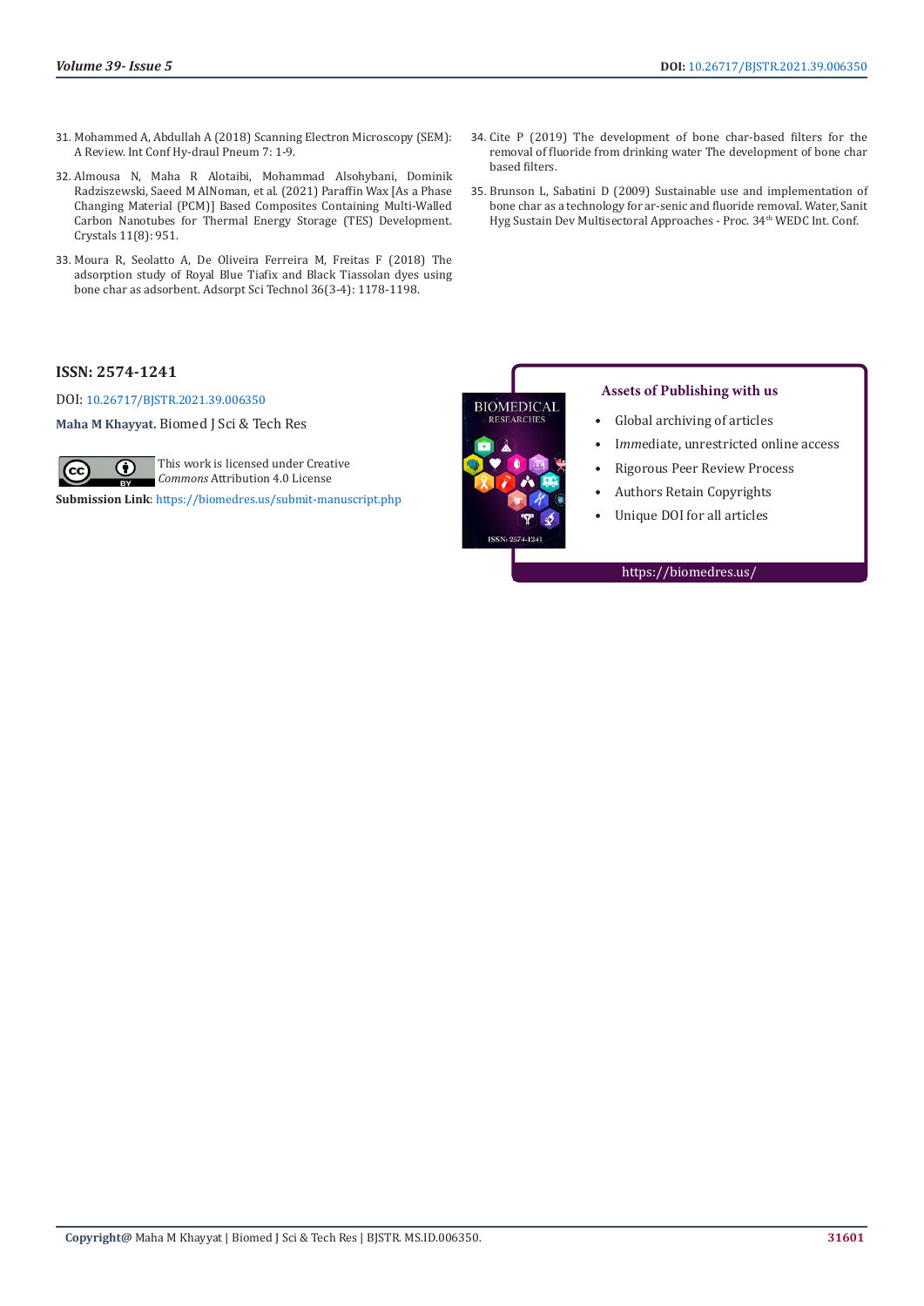31. Mohammed A, Abdullah A (2018) Scanning Electron Microscopy (SEM): A Review. Int Conf Hy-draul Pneum 7: 1-9.

32. Almousa N, Maha R Alotaibi, Mohammad Alsohybani, Dominik Radziszewski, Saeed M AlNoman, et al. (2021) Paraffin Wax [As a Phase Changing Material (PCM)] Based Composites Containing Multi-Walled Carbon Nanotubes for Thermal Energy Storage (TES) Development. Crystals 11(8): 951.

33. Moura R, Seolatto A, De Oliveira Ferreira M, Freitas F (2018) The adsorption study of Royal Blue Tiafix and Black Tiassolan dyes using bone char as adsorbent. Adsorpt Sci Technol 36(3-4): 1178-1198.

34. Cite P (2019) The development of bone char-based filters for the removal of fluoride from drinking water The development of bone char based filters.

35. Brunson L, Sabatini D (2009) Sustainable use and implementation of bone char as a technology for ar-senic and fluoride removal. Water, Sanit Hyg Sustain Dev Multisectoral Approaches - Proc. 34th WEDC Int. Conf.

**ISSN: 2574-1241**

DOI: 10.26717/BJSTR.2021.39.006350

**Maha M Khayyat.** Biomed J Sci & Tech Res

This work is licensed under Creative *Commons* Attribution 4.0 License

**Submission Link**: https://biomedres.us/submit-manuscript.php

BIOMEDICAL RESEARCHES

ISSN: 2574-1241

**Assets of Publishing with us**

- Global archiving of articles
- Immediate, unrestricted online access
- Rigorous Peer Review Process
- Authors Retain Copyrights
- Unique DOI for all articles

https://biomedres.us/